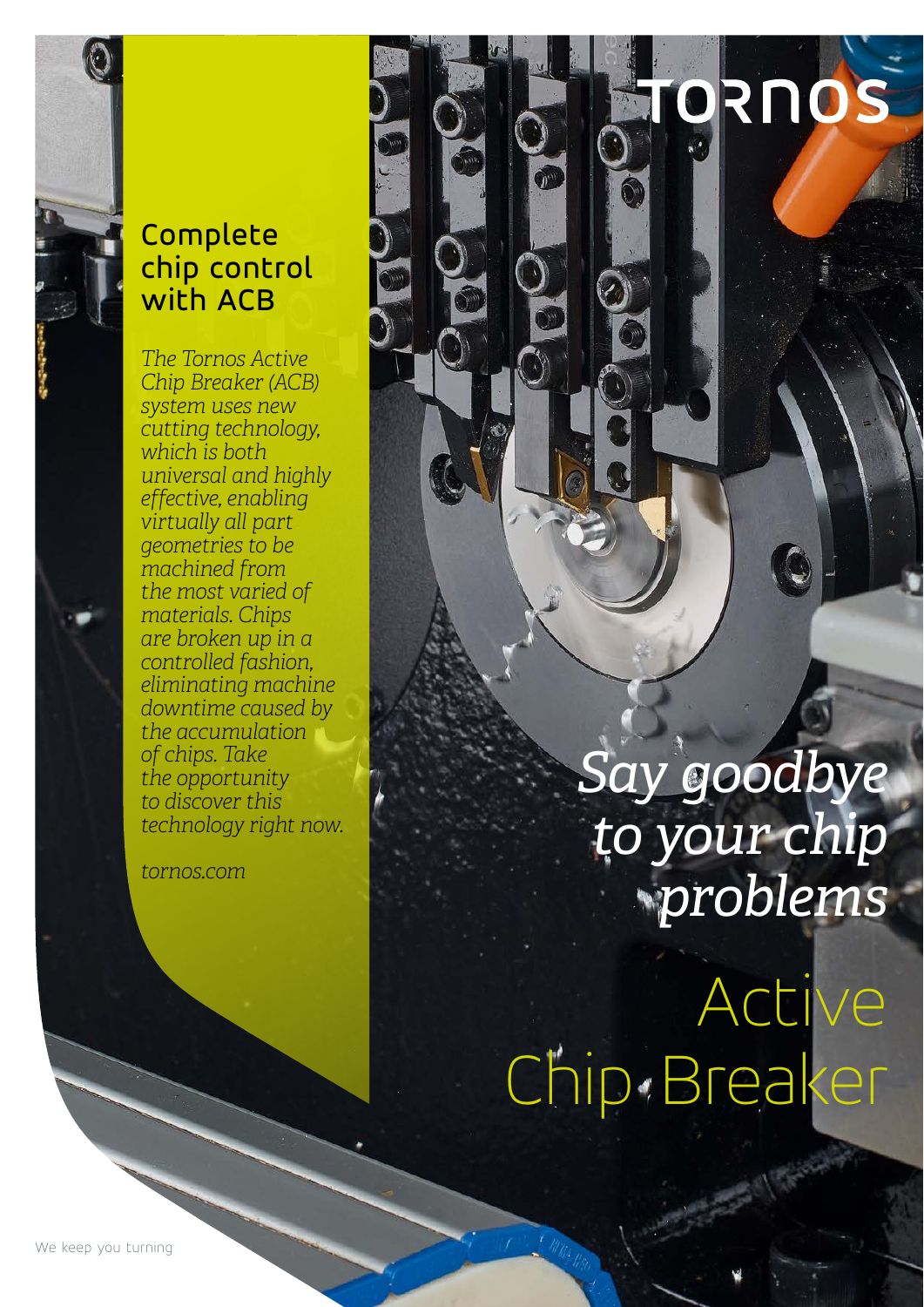TORNOS

## Complete chip control with ACB

*The Tornos Active Chip Breaker (ACB) system uses new cutting technology, which is both universal and highly effective, enabling virtually all part geometries to be machined from the most varied of materials. Chips are broken up in a controlled fashion, eliminating machine downtime caused by the accumulation of chips. Take the opportunity to discover this technology right now.*

*tornos.com*

*Say goodbye to your chip problems*

# Active Chip Breaker

We keep you turning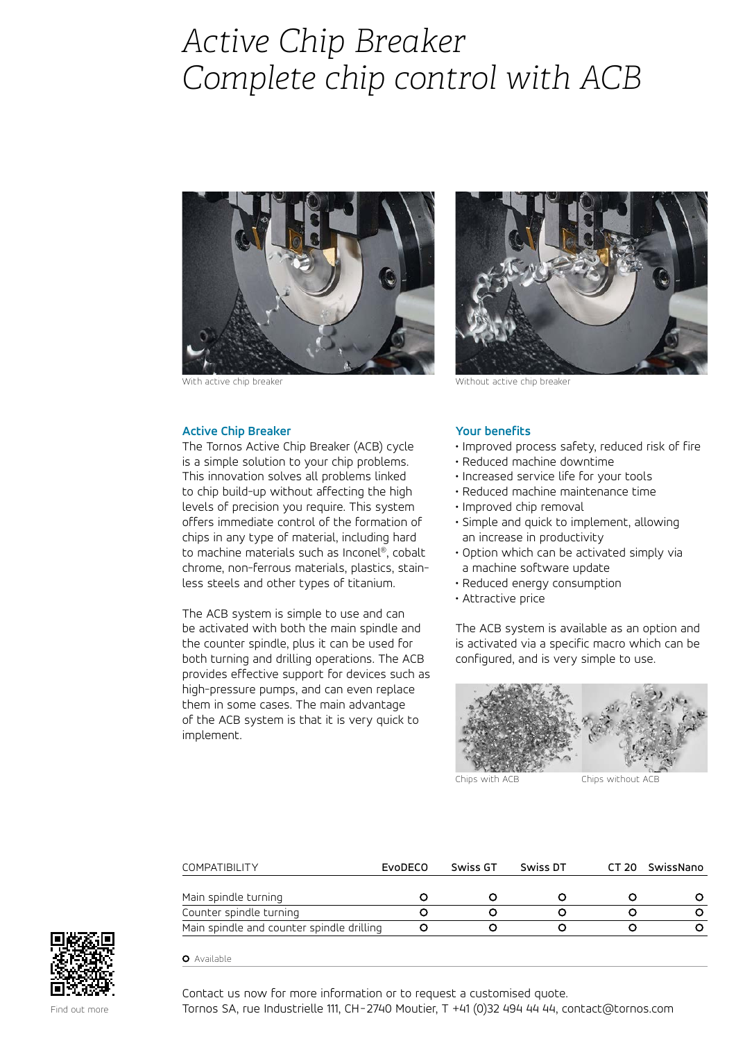# Active Chip Breaker
# Complete chip control with ACB

With active chip breaker

Without active chip breaker

## Active Chip Breaker

The Tornos Active Chip Breaker (ACB) cycle is a simple solution to your chip problems. This innovation solves all problems linked to chip build-up without affecting the high levels of precision you require. This system offers immediate control of the formation of chips in any type of material, including hard to machine materials such as Inconel®, cobalt chrome, non-ferrous materials, plastics, stainless steels and other types of titanium.

The ACB system is simple to use and can be activated with both the main spindle and the counter spindle, plus it can be used for both turning and drilling operations. The ACB provides effective support for devices such as high-pressure pumps, and can even replace them in some cases. The main advantage of the ACB system is that it is very quick to implement.

## Your benefits

- Improved process safety, reduced risk of fire
- Reduced machine downtime
- Increased service life for your tools
- Reduced machine maintenance time
- Improved chip removal
- Simple and quick to implement, allowing an increase in productivity
- Option which can be activated simply via a machine software update
- Reduced energy consumption
- Attractive price

The ACB system is available as an option and is activated via a specific macro which can be configured, and is very simple to use.

Chips with ACB

Chips without ACB

| COMPATIBILITY | EvoDECO | Swiss GT | Swiss DT | CT 20 | SwissNano |
|---|---|---|---|---|---|
| Main spindle turning | O | O | O | O | O |
| Counter spindle turning | O | O | O | O | O |
| Main spindle and counter spindle drilling | O | O | O | O | O |

O Available

Find out more

Contact us now for more information or to request a customised quote.
Tornos SA, rue Industrielle 111, CH-2740 Moutier, T +41 (0)32 494 44 44, contact@tornos.com